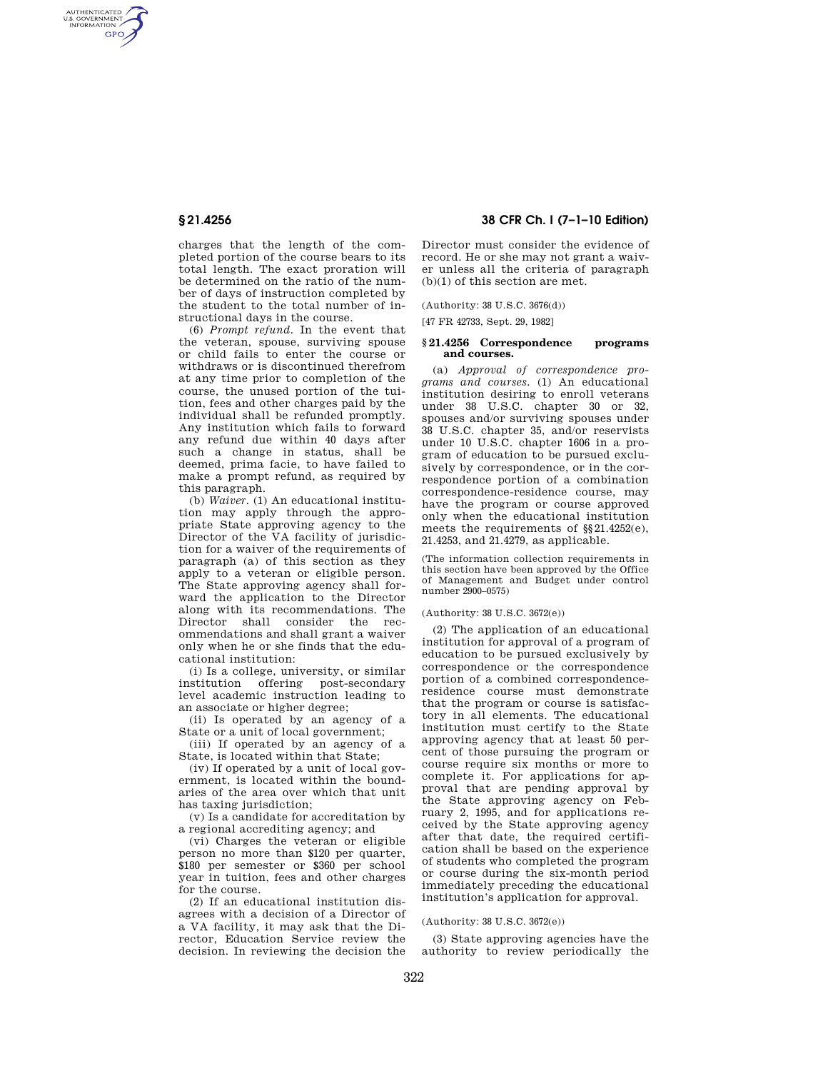charges that the length of the completed portion of the course bears to its total length. The exact proration will be determined on the ratio of the number of days of instruction completed by the student to the total number of instructional days in the course.

(6) *Prompt refund.* In the event that the veteran, spouse, surviving spouse or child fails to enter the course or withdraws or is discontinued therefrom at any time prior to completion of the course, the unused portion of the tuition, fees and other charges paid by the individual shall be refunded promptly. Any institution which fails to forward any refund due within 40 days after such a change in status, shall be deemed, prima facie, to have failed to make a prompt refund, as required by this paragraph.

(b) *Waiver.* (1) An educational institution may apply through the appropriate State approving agency to the Director of the VA facility of jurisdiction for a waiver of the requirements of paragraph (a) of this section as they apply to a veteran or eligible person. The State approving agency shall forward the application to the Director along with its recommendations. The Director shall consider the recommendations and shall grant a waiver only when he or she finds that the educational institution:

(i) Is a college, university, or similar institution offering post-secondary level academic instruction leading to an associate or higher degree;

(ii) Is operated by an agency of a State or a unit of local government;

(iii) If operated by an agency of a State, is located within that State;

(iv) If operated by a unit of local government, is located within the boundaries of the area over which that unit has taxing jurisdiction;

(v) Is a candidate for accreditation by a regional accrediting agency; and

(vi) Charges the veteran or eligible person no more than $120 per quarter, $180 per semester or $360 per school year in tuition, fees and other charges for the course.

(2) If an educational institution disagrees with a decision of a Director of a VA facility, it may ask that the Director, Education Service review the decision. In reviewing the decision the Director must consider the evidence of record. He or she may not grant a waiver unless all the criteria of paragraph (b)(1) of this section are met.

(Authority: 38 U.S.C. 3676(d))

[47 FR 42733, Sept. 29, 1982]

## § 21.4256 Correspondence programs and courses.

(a) *Approval of correspondence programs and courses.* (1) An educational institution desiring to enroll veterans under 38 U.S.C. chapter 30 or 32, spouses and/or surviving spouses under 38 U.S.C. chapter 35, and/or reservists under 10 U.S.C. chapter 1606 in a program of education to be pursued exclusively by correspondence, or in the correspondence portion of a combination correspondence-residence course, may have the program or course approved only when the educational institution meets the requirements of §§ 21.4252(e), 21.4253, and 21.4279, as applicable.

(The information collection requirements in this section have been approved by the Office of Management and Budget under control number 2900–0575)

(Authority: 38 U.S.C. 3672(e))

(2) The application of an educational institution for approval of a program of education to be pursued exclusively by correspondence or the correspondence portion of a combined correspondence-residence course must demonstrate that the program or course is satisfactory in all elements. The educational institution must certify to the State approving agency that at least 50 percent of those pursuing the program or course require six months or more to complete it. For applications for approval that are pending approval by the State approving agency on February 2, 1995, and for applications received by the State approving agency after that date, the required certification shall be based on the experience of students who completed the program or course during the six-month period immediately preceding the educational institution's application for approval.

(Authority: 38 U.S.C. 3672(e))

(3) State approving agencies have the authority to review periodically the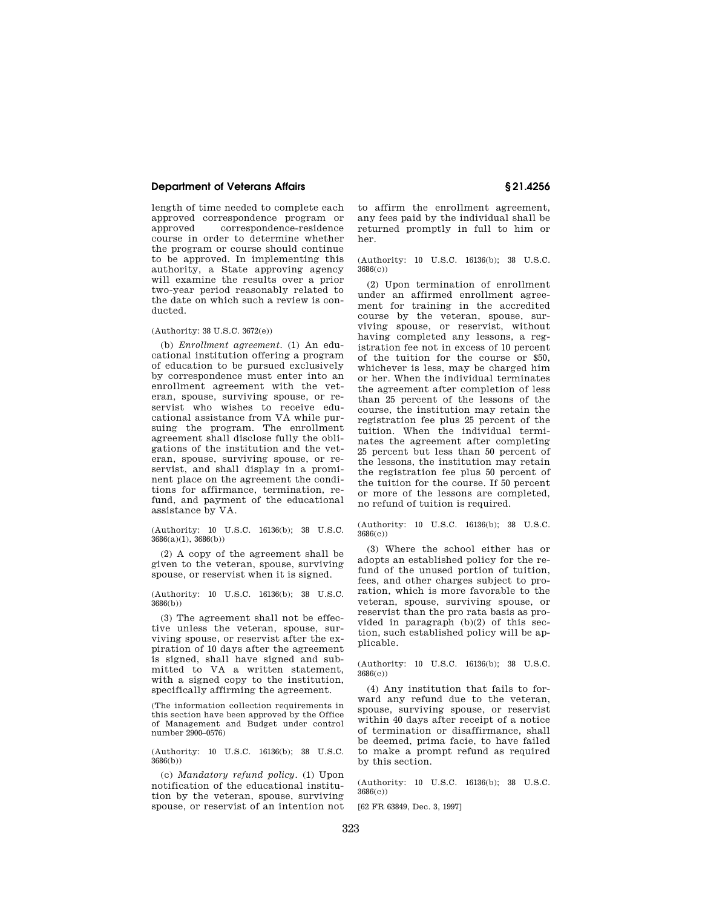length of time needed to complete each approved correspondence program or approved correspondence-residence course in order to determine whether the program or course should continue to be approved. In implementing this authority, a State approving agency will examine the results over a prior two-year period reasonably related to the date on which such a review is conducted.

(Authority: 38 U.S.C. 3672(e))

(b) *Enrollment agreement.* (1) An educational institution offering a program of education to be pursued exclusively by correspondence must enter into an enrollment agreement with the veteran, spouse, surviving spouse, or reservist who wishes to receive educational assistance from VA while pursuing the program. The enrollment agreement shall disclose fully the obligations of the institution and the veteran, spouse, surviving spouse, or reservist, and shall display in a prominent place on the agreement the conditions for affirmance, termination, refund, and payment of the educational assistance by VA.

(Authority: 10 U.S.C. 16136(b); 38 U.S.C. 3686(a)(1), 3686(b))

(2) A copy of the agreement shall be given to the veteran, spouse, surviving spouse, or reservist when it is signed.

(Authority: 10 U.S.C. 16136(b); 38 U.S.C. 3686(b))

(3) The agreement shall not be effective unless the veteran, spouse, surviving spouse, or reservist after the expiration of 10 days after the agreement is signed, shall have signed and submitted to VA a written statement, with a signed copy to the institution, specifically affirming the agreement.

(The information collection requirements in this section have been approved by the Office of Management and Budget under control number 2900–0576)

(Authority: 10 U.S.C. 16136(b); 38 U.S.C. 3686(b))

(c) *Mandatory refund policy.* (1) Upon notification of the educational institution by the veteran, spouse, surviving spouse, or reservist of an intention not to affirm the enrollment agreement, any fees paid by the individual shall be returned promptly in full to him or her.

(Authority: 10 U.S.C. 16136(b); 38 U.S.C. 3686(c))

(2) Upon termination of enrollment under an affirmed enrollment agreement for training in the accredited course by the veteran, spouse, surviving spouse, or reservist, without having completed any lessons, a registration fee not in excess of 10 percent of the tuition for the course or $50, whichever is less, may be charged him or her. When the individual terminates the agreement after completion of less than 25 percent of the lessons of the course, the institution may retain the registration fee plus 25 percent of the tuition. When the individual terminates the agreement after completing 25 percent but less than 50 percent of the lessons, the institution may retain the registration fee plus 50 percent of the tuition for the course. If 50 percent or more of the lessons are completed, no refund of tuition is required.

(Authority: 10 U.S.C. 16136(b); 38 U.S.C. 3686(c))

(3) Where the school either has or adopts an established policy for the refund of the unused portion of tuition, fees, and other charges subject to proration, which is more favorable to the veteran, spouse, surviving spouse, or reservist than the pro rata basis as provided in paragraph (b)(2) of this section, such established policy will be applicable.

(Authority: 10 U.S.C. 16136(b); 38 U.S.C. 3686(c))

(4) Any institution that fails to forward any refund due to the veteran, spouse, surviving spouse, or reservist within 40 days after receipt of a notice of termination or disaffirmance, shall be deemed, prima facie, to have failed to make a prompt refund as required by this section.

(Authority: 10 U.S.C. 16136(b); 38 U.S.C. 3686(c))

[62 FR 63849, Dec. 3, 1997]